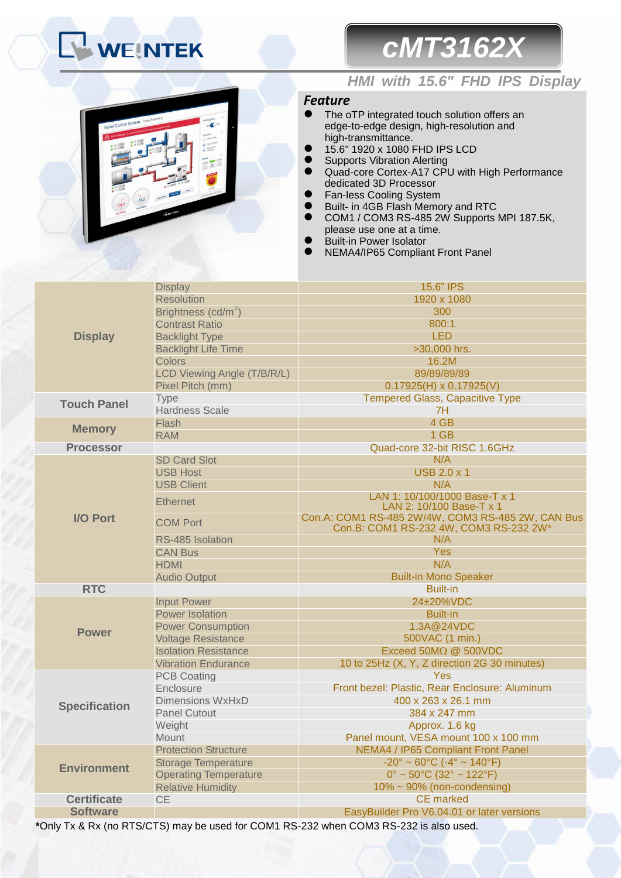# WEINTEK

## cMT3162X

### HMI with 15.6" FHD IPS Display

### Feature

- The oTP integrated touch solution offers an edge-to-edge design, high-resolution and high-transmittance.
- 15.6" 1920 x 1080 FHD IPS LCD
- Supports Vibration Alerting
- Quad-core Cortex-A17 CPU with High Performance dedicated 3D Processor
- Fan-less Cooling System
- Built- in 4GB Flash Memory and RTC
- COM1 / COM3 RS-485 2W Supports MPI 187.5K, please use one at a time.
- Built-in Power Isolator
- NEMA4/IP65 Compliant Front Panel

| | | |
|---|---|---|
| **Display** | Display | 15.6" IPS |
| | Resolution | 1920 x 1080 |
| | Brightness (cd/m$^2$) | 300 |
| | Contrast Ratio | 800:1 |
| | Backlight Type | LED |
| | Backlight Life Time | >30,000 hrs. |
| | Colors | 16.2M |
| | LCD Viewing Angle (T/B/R/L) | 89/89/89/89 |
| | Pixel Pitch (mm) | 0.17925(H) x 0.17925(V) |
| **Touch Panel** | Type | Tempered Glass, Capacitive Type |
| | Hardness Scale | 7H |
| **Memory** | Flash | 4 GB |
| | RAM | 1 GB |
| **Processor** | | Quad-core 32-bit RISC 1.6GHz |
| **I/O Port** | SD Card Slot | N/A |
| | USB Host | USB 2.0 x 1 |
| | USB Client | N/A |
| | Ethernet | LAN 1: 10/100/1000 Base-T x 1<br>LAN 2: 10/100 Base-T x 1 |
| | COM Port | Con.A: COM1 RS-485 2W/4W, COM3 RS-485 2W, CAN Bus<br>Con.B: COM1 RS-232 4W, COM3 RS-232 2W* |
| | RS-485 Isolation | N/A |
| | CAN Bus | Yes |
| | HDMI | N/A |
| | Audio Output | Built-in Mono Speaker |
| **RTC** | | Built-in |
| **Power** | Input Power | 24±20%VDC |
| | Power Isolation | Built-in |
| | Power Consumption | 1.3A@24VDC |
| | Voltage Resistance | 500VAC (1 min.) |
| | Isolation Resistance | Exceed 50MΩ @ 500VDC |
| | Vibration Endurance | 10 to 25Hz (X, Y, Z direction 2G 30 minutes) |
| **Specification** | PCB Coating | Yes |
| | Enclosure | Front bezel: Plastic, Rear Enclosure: Aluminum |
| | Dimensions WxHxD | 400 x 263 x 26.1 mm |
| | Panel Cutout | 384 x 247 mm |
| | Weight | Approx. 1.6 kg |
| | Mount | Panel mount, VESA mount 100 x 100 mm |
| **Environment** | Protection Structure | NEMA4 / IP65 Compliant Front Panel |
| | Storage Temperature | -20° ~ 60°C (-4° ~ 140°F) |
| | Operating Temperature | 0° ~ 50°C (32° ~ 122°F) |
| | Relative Humidity | 10% ~ 90% (non-condensing) |
| **Certificate** | CE | CE marked |
| **Software** | | EasyBuilder Pro V6.04.01 or later versions |

***Only Tx & Rx (no RTS/CTS) may be used for COM1 RS-232 when COM3 RS-232 is also used.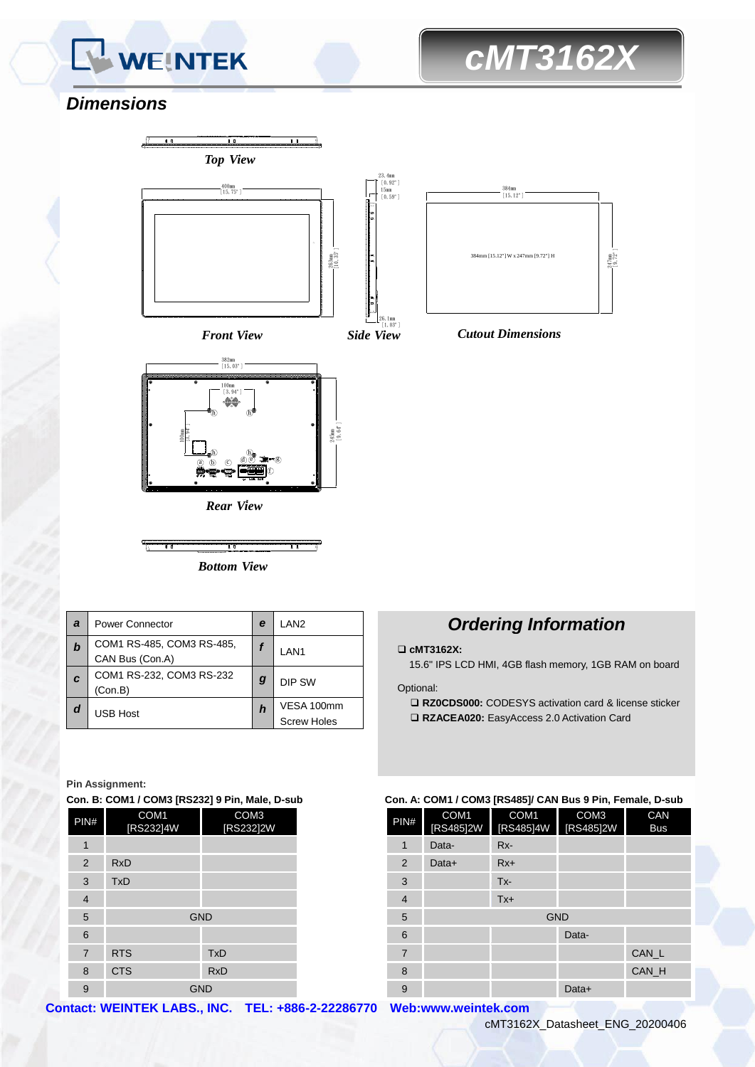# cMT3162X

## Dimensions

Top View

400mm [15.75"]

263mm [10.35"]

23.4mm [0.92"]

15mm [0.59"]

26.1mm [1.03"]

384mm [15.12"]

384mm [15.12"] W x 247mm [9.72"] H

247mm [9.72"]

Front View

Side View

Cutout Dimensions

382mm [15.03"]

100mm [3.94"]

100mm [3.94"]

246mm [9.64"]

Rear View

Bottom View

| | | | |
|---|---|---|---|
| **a** | Power Connector | **e** | LAN2 |
| **b** | COM1 RS-485, COM3 RS-485, CAN Bus (Con.A) | **f** | LAN1 |
| **c** | COM1 RS-232, COM3 RS-232 (Con.B) | **g** | DIP SW |
| **d** | USB Host | **h** | VESA 100mm Screw Holes |

## Ordering Information

❑ **cMT3162X:**
15.6" IPS LCD HMI, 4GB flash memory, 1GB RAM on board

Optional:
❑ **RZ0CDS000:** CODESYS activation card & license sticker
❑ **RZACEA020:** EasyAccess 2.0 Activation Card

**Pin Assignment:**

**Con. B: COM1 / COM3 [RS232] 9 Pin, Male, D-sub**

| PIN# | COM1 [RS232]4W | COM3 [RS232]2W |
|---|---|---|
| 1 | | |
| 2 | RxD | |
| 3 | TxD | |
| 4 | | |
| 5 | GND | |
| 6 | | |
| 7 | RTS | TxD |
| 8 | CTS | RxD |
| 9 | GND | |

**Con. A: COM1 / COM3 [RS485]/ CAN Bus 9 Pin, Female, D-sub**

| PIN# | COM1 [RS485]2W | COM1 [RS485]4W | COM3 [RS485]2W | CAN Bus |
|---|---|---|---|---|
| 1 | Data- | Rx- | | |
| 2 | Data+ | Rx+ | | |
| 3 | | Tx- | | |
| 4 | | Tx+ | | |
| 5 | GND | | | |
| 6 | | | Data- | |
| 7 | | | | CAN_L |
| 8 | | | | CAN_H |
| 9 | | | Data+ | |

**Contact: WEINTEK LABS., INC. TEL: +886-2-22286770 Web:www.weintek.com**

cMT3162X_Datasheet_ENG_20200406